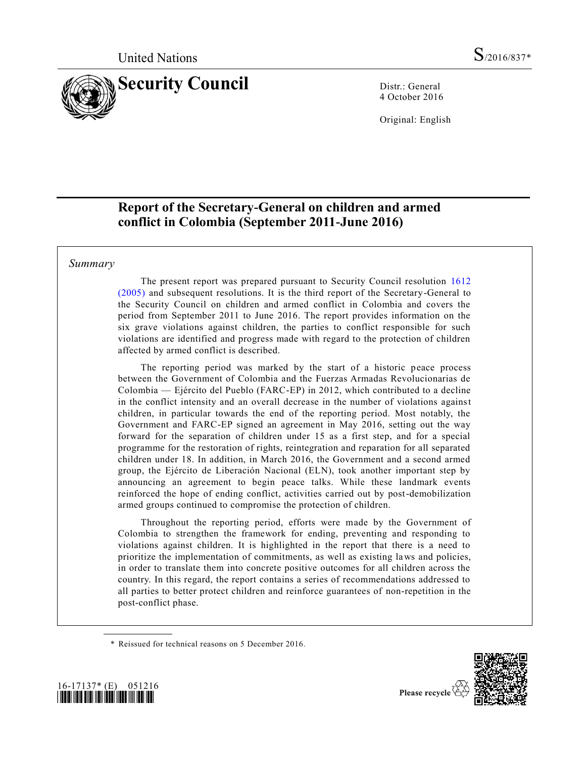United Nations

S/2016/837*

# Security Council

Distr.: General
4 October 2016

Original: English

## Report of the Secretary-General on children and armed conflict in Colombia (September 2011-June 2016)

*Summary*

The present report was prepared pursuant to Security Council resolution 1612 (2005) and subsequent resolutions. It is the third report of the Secretary-General to the Security Council on children and armed conflict in Colombia and covers the period from September 2011 to June 2016. The report provides information on the six grave violations against children, the parties to conflict responsible for such violations are identified and progress made with regard to the protection of children affected by armed conflict is described.

The reporting period was marked by the start of a historic peace process between the Government of Colombia and the Fuerzas Armadas Revolucionarias de Colombia — Ejército del Pueblo (FARC-EP) in 2012, which contributed to a decline in the conflict intensity and an overall decrease in the number of violations against children, in particular towards the end of the reporting period. Most notably, the Government and FARC-EP signed an agreement in May 2016, setting out the way forward for the separation of children under 15 as a first step, and for a special programme for the restoration of rights, reintegration and reparation for all separated children under 18. In addition, in March 2016, the Government and a second armed group, the Ejército de Liberación Nacional (ELN), took another important step by announcing an agreement to begin peace talks. While these landmark events reinforced the hope of ending conflict, activities carried out by post-demobilization armed groups continued to compromise the protection of children.

Throughout the reporting period, efforts were made by the Government of Colombia to strengthen the framework for ending, preventing and responding to violations against children. It is highlighted in the report that there is a need to prioritize the implementation of commitments, as well as existing laws and policies, in order to translate them into concrete positive outcomes for all children across the country. In this regard, the report contains a series of recommendations addressed to all parties to better protect children and reinforce guarantees of non-repetition in the post-conflict phase.

\* Reissued for technical reasons on 5 December 2016.

16-17137* (E) 051216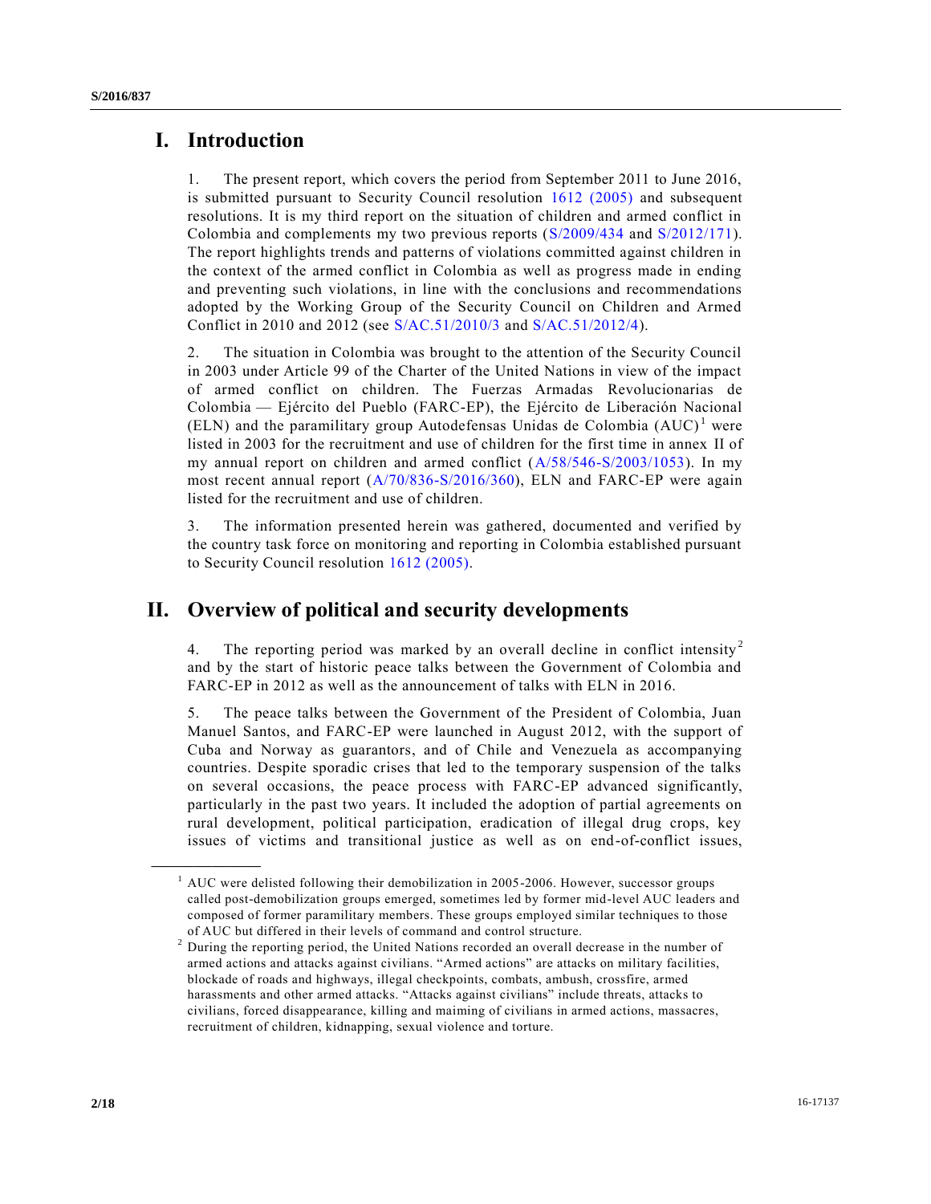# I. Introduction

1. The present report, which covers the period from September 2011 to June 2016, is submitted pursuant to Security Council resolution 1612 (2005) and subsequent resolutions. It is my third report on the situation of children and armed conflict in Colombia and complements my two previous reports (S/2009/434 and S/2012/171). The report highlights trends and patterns of violations committed against children in the context of the armed conflict in Colombia as well as progress made in ending and preventing such violations, in line with the conclusions and recommendations adopted by the Working Group of the Security Council on Children and Armed Conflict in 2010 and 2012 (see S/AC.51/2010/3 and S/AC.51/2012/4).

2. The situation in Colombia was brought to the attention of the Security Council in 2003 under Article 99 of the Charter of the United Nations in view of the impact of armed conflict on children. The Fuerzas Armadas Revolucionarias de Colombia — Ejército del Pueblo (FARC-EP), the Ejército de Liberación Nacional (ELN) and the paramilitary group Autodefensas Unidas de Colombia (AUC)[1] were listed in 2003 for the recruitment and use of children for the first time in annex II of my annual report on children and armed conflict (A/58/546-S/2003/1053). In my most recent annual report (A/70/836-S/2016/360), ELN and FARC-EP were again listed for the recruitment and use of children.

3. The information presented herein was gathered, documented and verified by the country task force on monitoring and reporting in Colombia established pursuant to Security Council resolution 1612 (2005).

# II. Overview of political and security developments

4. The reporting period was marked by an overall decline in conflict intensity[2] and by the start of historic peace talks between the Government of Colombia and FARC-EP in 2012 as well as the announcement of talks with ELN in 2016.

5. The peace talks between the Government of the President of Colombia, Juan Manuel Santos, and FARC-EP were launched in August 2012, with the support of Cuba and Norway as guarantors, and of Chile and Venezuela as accompanying countries. Despite sporadic crises that led to the temporary suspension of the talks on several occasions, the peace process with FARC-EP advanced significantly, particularly in the past two years. It included the adoption of partial agreements on rural development, political participation, eradication of illegal drug crops, key issues of victims and transitional justice as well as on end-of-conflict issues,

---

[1] AUC were delisted following their demobilization in 2005-2006. However, successor groups called post-demobilization groups emerged, sometimes led by former mid-level AUC leaders and composed of former paramilitary members. These groups employed similar techniques to those of AUC but differed in their levels of command and control structure.

[2] During the reporting period, the United Nations recorded an overall decrease in the number of armed actions and attacks against civilians. "Armed actions" are attacks on military facilities, blockade of roads and highways, illegal checkpoints, combats, ambush, crossfire, armed harassments and other armed attacks. "Attacks against civilians" include threats, attacks to civilians, forced disappearance, killing and maiming of civilians in armed actions, massacres, recruitment of children, kidnapping, sexual violence and torture.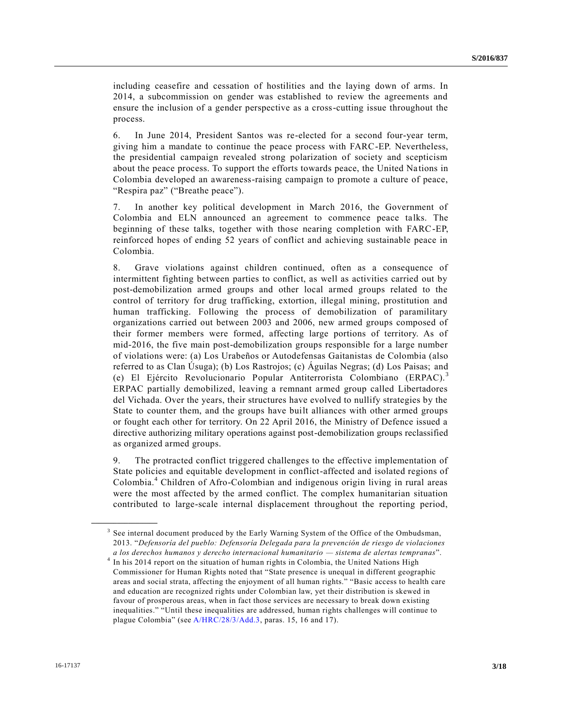including ceasefire and cessation of hostilities and the laying down of arms. In 2014, a subcommission on gender was established to review the agreements and ensure the inclusion of a gender perspective as a cross-cutting issue throughout the process.

6. In June 2014, President Santos was re-elected for a second four-year term, giving him a mandate to continue the peace process with FARC-EP. Nevertheless, the presidential campaign revealed strong polarization of society and scepticism about the peace process. To support the efforts towards peace, the United Nations in Colombia developed an awareness-raising campaign to promote a culture of peace, "Respira paz" ("Breathe peace").

7. In another key political development in March 2016, the Government of Colombia and ELN announced an agreement to commence peace talks. The beginning of these talks, together with those nearing completion with FARC-EP, reinforced hopes of ending 52 years of conflict and achieving sustainable peace in Colombia.

8. Grave violations against children continued, often as a consequence of intermittent fighting between parties to conflict, as well as activities carried out by post-demobilization armed groups and other local armed groups related to the control of territory for drug trafficking, extortion, illegal mining, prostitution and human trafficking. Following the process of demobilization of paramilitary organizations carried out between 2003 and 2006, new armed groups composed of their former members were formed, affecting large portions of territory. As of mid-2016, the five main post-demobilization groups responsible for a large number of violations were: (a) Los Urabeños or Autodefensas Gaitanistas de Colombia (also referred to as Clan Úsuga); (b) Los Rastrojos; (c) Águilas Negras; (d) Los Paisas; and (e) El Ejército Revolucionario Popular Antiterrorista Colombiano (ERPAC).[3] ERPAC partially demobilized, leaving a remnant armed group called Libertadores del Vichada. Over the years, their structures have evolved to nullify strategies by the State to counter them, and the groups have built alliances with other armed groups or fought each other for territory. On 22 April 2016, the Ministry of Defence issued a directive authorizing military operations against post-demobilization groups reclassified as organized armed groups.

9. The protracted conflict triggered challenges to the effective implementation of State policies and equitable development in conflict-affected and isolated regions of Colombia.[4] Children of Afro-Colombian and indigenous origin living in rural areas were the most affected by the armed conflict. The complex humanitarian situation contributed to large-scale internal displacement throughout the reporting period,

---

[3] See internal document produced by the Early Warning System of the Office of the Ombudsman, 2013. "*Defensoría del pueblo: Defensoría Delegada para la prevención de riesgo de violaciones a los derechos humanos y derecho internacional humanitario — sistema de alertas tempranas*".

[4] In his 2014 report on the situation of human rights in Colombia, the United Nations High Commissioner for Human Rights noted that "State presence is unequal in different geographic areas and social strata, affecting the enjoyment of all human rights." "Basic access to health care and education are recognized rights under Colombian law, yet their distribution is skewed in favour of prosperous areas, when in fact those services are necessary to break down existing inequalities." "Until these inequalities are addressed, human rights challenges will continue to plague Colombia" (see A/HRC/28/3/Add.3, paras. 15, 16 and 17).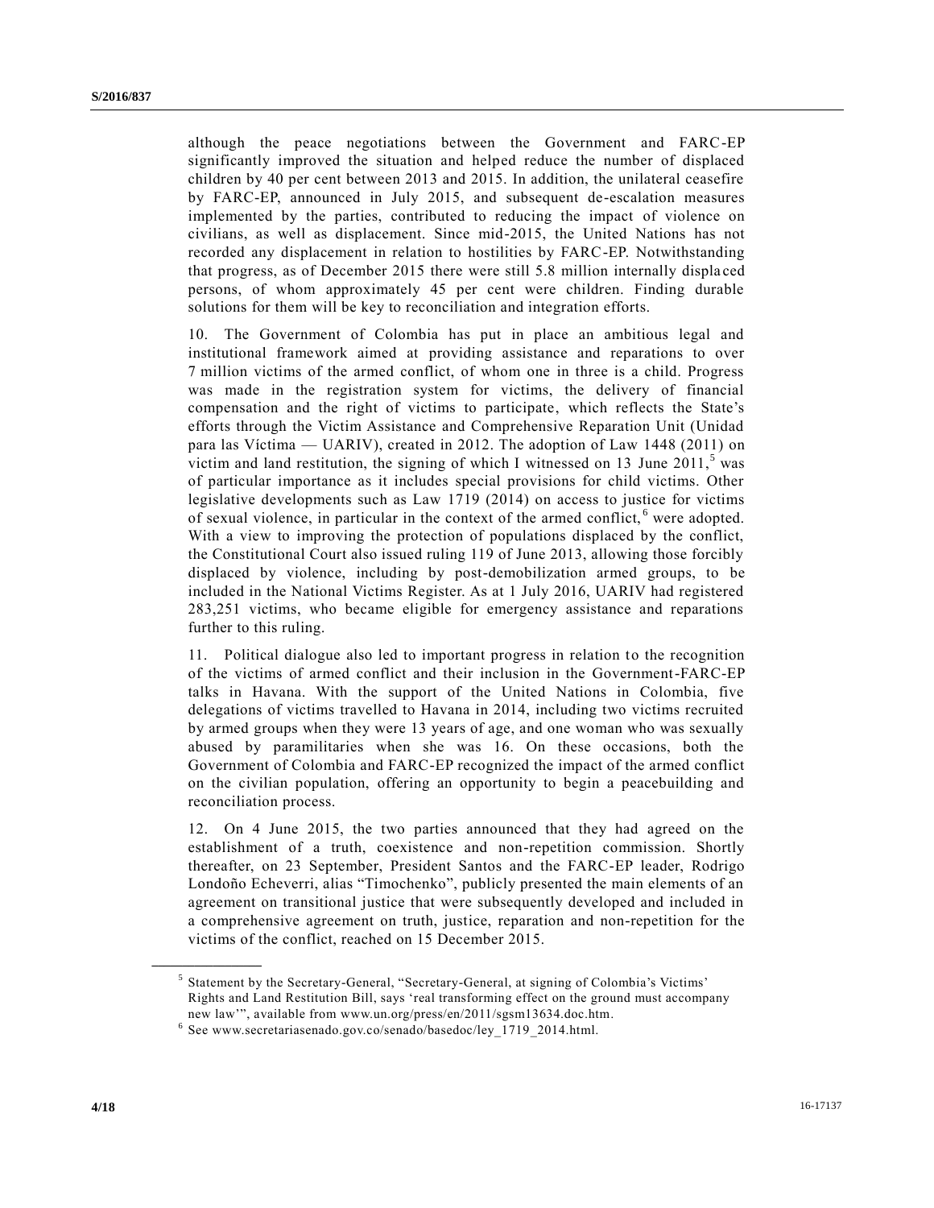although the peace negotiations between the Government and FARC-EP significantly improved the situation and helped reduce the number of displaced children by 40 per cent between 2013 and 2015. In addition, the unilateral ceasefire by FARC-EP, announced in July 2015, and subsequent de-escalation measures implemented by the parties, contributed to reducing the impact of violence on civilians, as well as displacement. Since mid-2015, the United Nations has not recorded any displacement in relation to hostilities by FARC-EP. Notwithstanding that progress, as of December 2015 there were still 5.8 million internally displaced persons, of whom approximately 45 per cent were children. Finding durable solutions for them will be key to reconciliation and integration efforts.

10. The Government of Colombia has put in place an ambitious legal and institutional framework aimed at providing assistance and reparations to over 7 million victims of the armed conflict, of whom one in three is a child. Progress was made in the registration system for victims, the delivery of financial compensation and the right of victims to participate, which reflects the State's efforts through the Victim Assistance and Comprehensive Reparation Unit (Unidad para las Víctima — UARIV), created in 2012. The adoption of Law 1448 (2011) on victim and land restitution, the signing of which I witnessed on 13 June 2011,[5] was of particular importance as it includes special provisions for child victims. Other legislative developments such as Law 1719 (2014) on access to justice for victims of sexual violence, in particular in the context of the armed conflict,[6] were adopted. With a view to improving the protection of populations displaced by the conflict, the Constitutional Court also issued ruling 119 of June 2013, allowing those forcibly displaced by violence, including by post-demobilization armed groups, to be included in the National Victims Register. As at 1 July 2016, UARIV had registered 283,251 victims, who became eligible for emergency assistance and reparations further to this ruling.

11. Political dialogue also led to important progress in relation to the recognition of the victims of armed conflict and their inclusion in the Government-FARC-EP talks in Havana. With the support of the United Nations in Colombia, five delegations of victims travelled to Havana in 2014, including two victims recruited by armed groups when they were 13 years of age, and one woman who was sexually abused by paramilitaries when she was 16. On these occasions, both the Government of Colombia and FARC-EP recognized the impact of the armed conflict on the civilian population, offering an opportunity to begin a peacebuilding and reconciliation process.

12. On 4 June 2015, the two parties announced that they had agreed on the establishment of a truth, coexistence and non-repetition commission. Shortly thereafter, on 23 September, President Santos and the FARC-EP leader, Rodrigo Londoño Echeverri, alias "Timochenko", publicly presented the main elements of an agreement on transitional justice that were subsequently developed and included in a comprehensive agreement on truth, justice, reparation and non-repetition for the victims of the conflict, reached on 15 December 2015.

---

[5] Statement by the Secretary-General, "Secretary-General, at signing of Colombia's Victims' Rights and Land Restitution Bill, says 'real transforming effect on the ground must accompany new law'", available from www.un.org/press/en/2011/sgsm13634.doc.htm.

[6] See www.secretariasenado.gov.co/senado/basedoc/ley_1719_2014.html.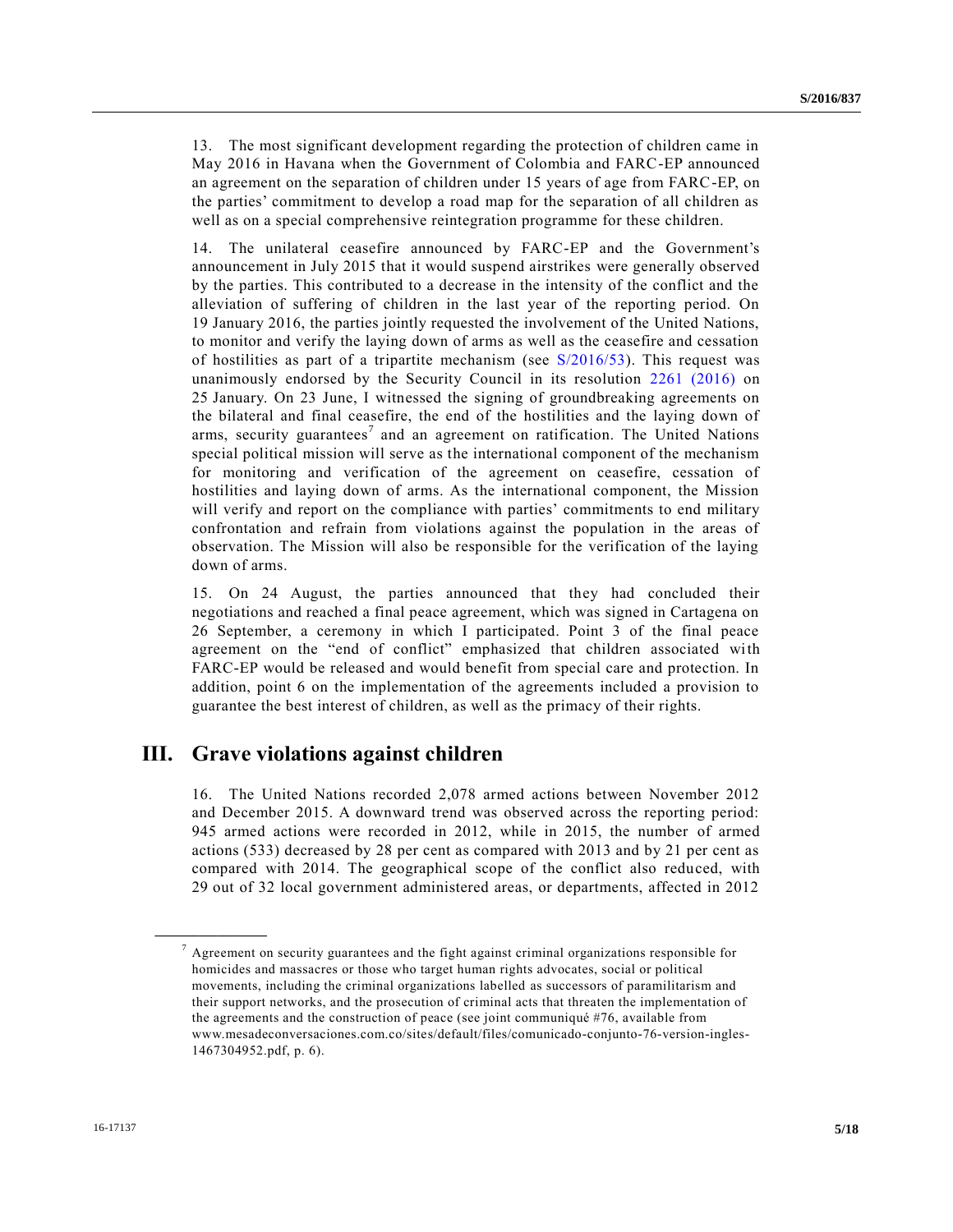13. The most significant development regarding the protection of children came in May 2016 in Havana when the Government of Colombia and FARC-EP announced an agreement on the separation of children under 15 years of age from FARC-EP, on the parties' commitment to develop a road map for the separation of all children as well as on a special comprehensive reintegration programme for these children.

14. The unilateral ceasefire announced by FARC-EP and the Government's announcement in July 2015 that it would suspend airstrikes were generally observed by the parties. This contributed to a decrease in the intensity of the conflict and the alleviation of suffering of children in the last year of the reporting period. On 19 January 2016, the parties jointly requested the involvement of the United Nations, to monitor and verify the laying down of arms as well as the ceasefire and cessation of hostilities as part of a tripartite mechanism (see S/2016/53). This request was unanimously endorsed by the Security Council in its resolution 2261 (2016) on 25 January. On 23 June, I witnessed the signing of groundbreaking agreements on the bilateral and final ceasefire, the end of the hostilities and the laying down of arms, security guarantees[7] and an agreement on ratification. The United Nations special political mission will serve as the international component of the mechanism for monitoring and verification of the agreement on ceasefire, cessation of hostilities and laying down of arms. As the international component, the Mission will verify and report on the compliance with parties' commitments to end military confrontation and refrain from violations against the population in the areas of observation. The Mission will also be responsible for the verification of the laying down of arms.

15. On 24 August, the parties announced that they had concluded their negotiations and reached a final peace agreement, which was signed in Cartagena on 26 September, a ceremony in which I participated. Point 3 of the final peace agreement on the "end of conflict" emphasized that children associated with FARC-EP would be released and would benefit from special care and protection. In addition, point 6 on the implementation of the agreements included a provision to guarantee the best interest of children, as well as the primacy of their rights.

## III. Grave violations against children

16. The United Nations recorded 2,078 armed actions between November 2012 and December 2015. A downward trend was observed across the reporting period: 945 armed actions were recorded in 2012, while in 2015, the number of armed actions (533) decreased by 28 per cent as compared with 2013 and by 21 per cent as compared with 2014. The geographical scope of the conflict also reduced, with 29 out of 32 local government administered areas, or departments, affected in 2012

---

[7] Agreement on security guarantees and the fight against criminal organizations responsible for homicides and massacres or those who target human rights advocates, social or political movements, including the criminal organizations labelled as successors of paramilitarism and their support networks, and the prosecution of criminal acts that threaten the implementation of the agreements and the construction of peace (see joint communiqué #76, available from www.mesadeconversaciones.com.co/sites/default/files/comunicado-conjunto-76-version-ingles-1467304952.pdf, p. 6).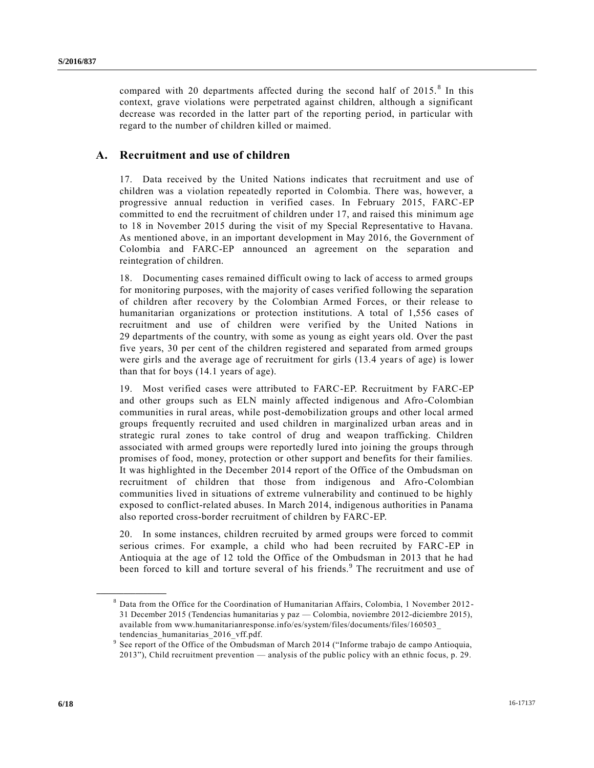compared with 20 departments affected during the second half of 2015.[8] In this context, grave violations were perpetrated against children, although a significant decrease was recorded in the latter part of the reporting period, in particular with regard to the number of children killed or maimed.

## A. Recruitment and use of children

17. Data received by the United Nations indicates that recruitment and use of children was a violation repeatedly reported in Colombia. There was, however, a progressive annual reduction in verified cases. In February 2015, FARC-EP committed to end the recruitment of children under 17, and raised this minimum age to 18 in November 2015 during the visit of my Special Representative to Havana. As mentioned above, in an important development in May 2016, the Government of Colombia and FARC-EP announced an agreement on the separation and reintegration of children.

18. Documenting cases remained difficult owing to lack of access to armed groups for monitoring purposes, with the majority of cases verified following the separation of children after recovery by the Colombian Armed Forces, or their release to humanitarian organizations or protection institutions. A total of 1,556 cases of recruitment and use of children were verified by the United Nations in 29 departments of the country, with some as young as eight years old. Over the past five years, 30 per cent of the children registered and separated from armed groups were girls and the average age of recruitment for girls (13.4 years of age) is lower than that for boys (14.1 years of age).

19. Most verified cases were attributed to FARC-EP. Recruitment by FARC-EP and other groups such as ELN mainly affected indigenous and Afro-Colombian communities in rural areas, while post-demobilization groups and other local armed groups frequently recruited and used children in marginalized urban areas and in strategic rural zones to take control of drug and weapon trafficking. Children associated with armed groups were reportedly lured into joining the groups through promises of food, money, protection or other support and benefits for their families. It was highlighted in the December 2014 report of the Office of the Ombudsman on recruitment of children that those from indigenous and Afro-Colombian communities lived in situations of extreme vulnerability and continued to be highly exposed to conflict-related abuses. In March 2014, indigenous authorities in Panama also reported cross-border recruitment of children by FARC-EP.

20. In some instances, children recruited by armed groups were forced to commit serious crimes. For example, a child who had been recruited by FARC-EP in Antioquia at the age of 12 told the Office of the Ombudsman in 2013 that he had been forced to kill and torture several of his friends.[9] The recruitment and use of

---

[8] Data from the Office for the Coordination of Humanitarian Affairs, Colombia, 1 November 2012-31 December 2015 (Tendencias humanitarias y paz — Colombia, noviembre 2012-diciembre 2015), available from www.humanitarianresponse.info/es/system/files/documents/files/160503_tendencias_humanitarias_2016_vff.pdf.

[9] See report of the Office of the Ombudsman of March 2014 ("Informe trabajo de campo Antioquia, 2013"), Child recruitment prevention — analysis of the public policy with an ethnic focus, p. 29.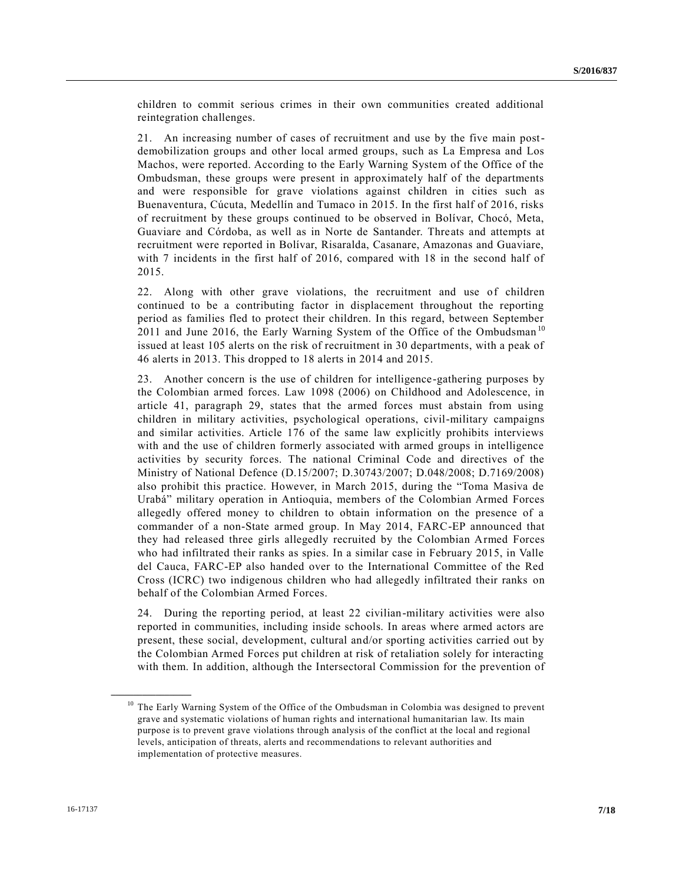children to commit serious crimes in their own communities created additional reintegration challenges.

21. An increasing number of cases of recruitment and use by the five main post-demobilization groups and other local armed groups, such as La Empresa and Los Machos, were reported. According to the Early Warning System of the Office of the Ombudsman, these groups were present in approximately half of the departments and were responsible for grave violations against children in cities such as Buenaventura, Cúcuta, Medellín and Tumaco in 2015. In the first half of 2016, risks of recruitment by these groups continued to be observed in Bolívar, Chocó, Meta, Guaviare and Córdoba, as well as in Norte de Santander. Threats and attempts at recruitment were reported in Bolívar, Risaralda, Casanare, Amazonas and Guaviare, with 7 incidents in the first half of 2016, compared with 18 in the second half of 2015.

22. Along with other grave violations, the recruitment and use of children continued to be a contributing factor in displacement throughout the reporting period as families fled to protect their children. In this regard, between September 2011 and June 2016, the Early Warning System of the Office of the Ombudsman[10] issued at least 105 alerts on the risk of recruitment in 30 departments, with a peak of 46 alerts in 2013. This dropped to 18 alerts in 2014 and 2015.

23. Another concern is the use of children for intelligence-gathering purposes by the Colombian armed forces. Law 1098 (2006) on Childhood and Adolescence, in article 41, paragraph 29, states that the armed forces must abstain from using children in military activities, psychological operations, civil-military campaigns and similar activities. Article 176 of the same law explicitly prohibits interviews with and the use of children formerly associated with armed groups in intelligence activities by security forces. The national Criminal Code and directives of the Ministry of National Defence (D.15/2007; D.30743/2007; D.048/2008; D.7169/2008) also prohibit this practice. However, in March 2015, during the "Toma Masiva de Urabá" military operation in Antioquia, members of the Colombian Armed Forces allegedly offered money to children to obtain information on the presence of a commander of a non-State armed group. In May 2014, FARC-EP announced that they had released three girls allegedly recruited by the Colombian Armed Forces who had infiltrated their ranks as spies. In a similar case in February 2015, in Valle del Cauca, FARC-EP also handed over to the International Committee of the Red Cross (ICRC) two indigenous children who had allegedly infiltrated their ranks on behalf of the Colombian Armed Forces.

24. During the reporting period, at least 22 civilian-military activities were also reported in communities, including inside schools. In areas where armed actors are present, these social, development, cultural and/or sporting activities carried out by the Colombian Armed Forces put children at risk of retaliation solely for interacting with them. In addition, although the Intersectoral Commission for the prevention of

---

[10] The Early Warning System of the Office of the Ombudsman in Colombia was designed to prevent grave and systematic violations of human rights and international humanitarian law. Its main purpose is to prevent grave violations through analysis of the conflict at the local and regional levels, anticipation of threats, alerts and recommendations to relevant authorities and implementation of protective measures.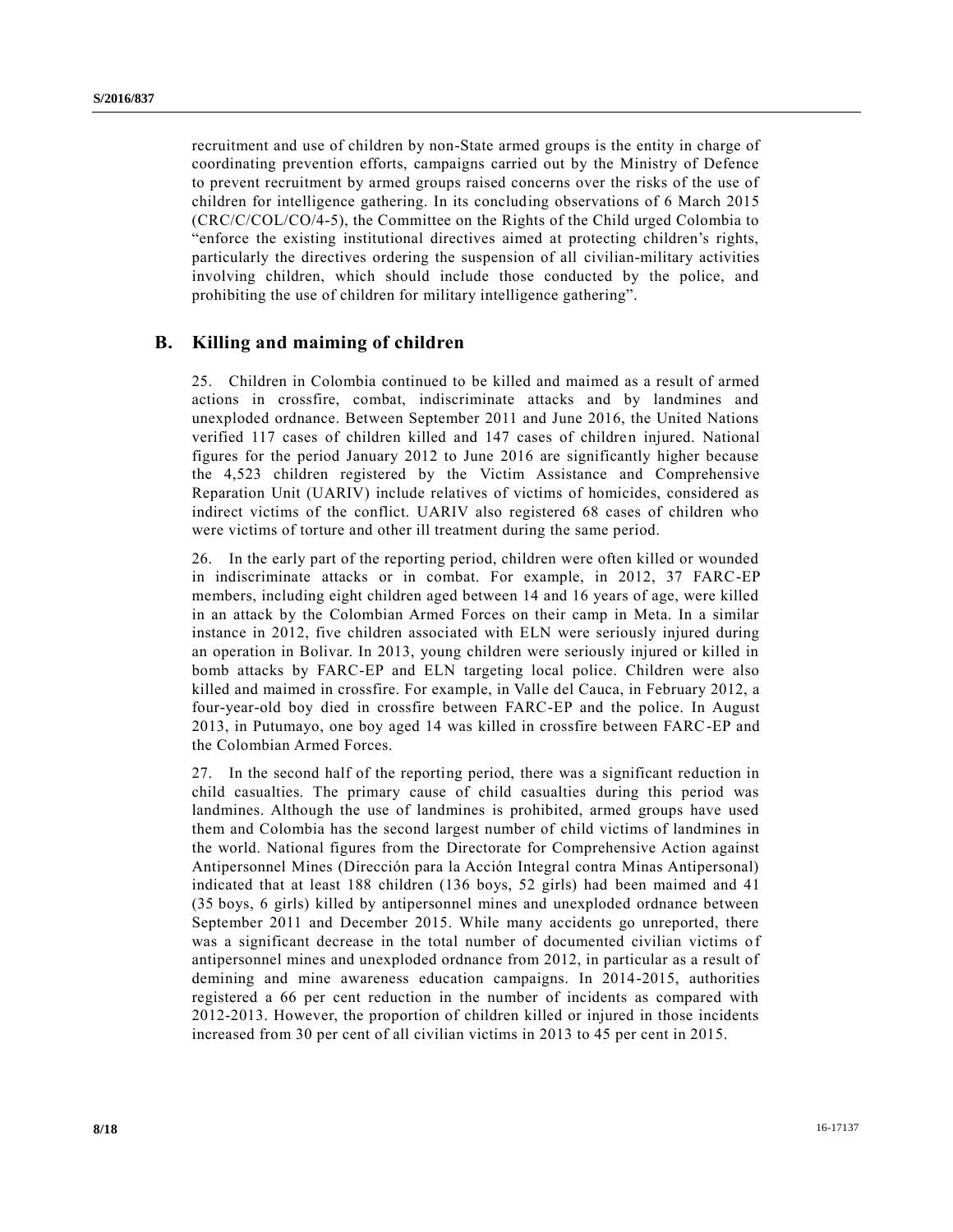recruitment and use of children by non-State armed groups is the entity in charge of coordinating prevention efforts, campaigns carried out by the Ministry of Defence to prevent recruitment by armed groups raised concerns over the risks of the use of children for intelligence gathering. In its concluding observations of 6 March 2015 (CRC/C/COL/CO/4-5), the Committee on the Rights of the Child urged Colombia to "enforce the existing institutional directives aimed at protecting children's rights, particularly the directives ordering the suspension of all civilian-military activities involving children, which should include those conducted by the police, and prohibiting the use of children for military intelligence gathering".

## B. Killing and maiming of children

25. Children in Colombia continued to be killed and maimed as a result of armed actions in crossfire, combat, indiscriminate attacks and by landmines and unexploded ordnance. Between September 2011 and June 2016, the United Nations verified 117 cases of children killed and 147 cases of children injured. National figures for the period January 2012 to June 2016 are significantly higher because the 4,523 children registered by the Victim Assistance and Comprehensive Reparation Unit (UARIV) include relatives of victims of homicides, considered as indirect victims of the conflict. UARIV also registered 68 cases of children who were victims of torture and other ill treatment during the same period.

26. In the early part of the reporting period, children were often killed or wounded in indiscriminate attacks or in combat. For example, in 2012, 37 FARC-EP members, including eight children aged between 14 and 16 years of age, were killed in an attack by the Colombian Armed Forces on their camp in Meta. In a similar instance in 2012, five children associated with ELN were seriously injured during an operation in Bolivar. In 2013, young children were seriously injured or killed in bomb attacks by FARC-EP and ELN targeting local police. Children were also killed and maimed in crossfire. For example, in Valle del Cauca, in February 2012, a four-year-old boy died in crossfire between FARC-EP and the police. In August 2013, in Putumayo, one boy aged 14 was killed in crossfire between FARC-EP and the Colombian Armed Forces.

27. In the second half of the reporting period, there was a significant reduction in child casualties. The primary cause of child casualties during this period was landmines. Although the use of landmines is prohibited, armed groups have used them and Colombia has the second largest number of child victims of landmines in the world. National figures from the Directorate for Comprehensive Action against Antipersonnel Mines (Dirección para la Acción Integral contra Minas Antipersonal) indicated that at least 188 children (136 boys, 52 girls) had been maimed and 41 (35 boys, 6 girls) killed by antipersonnel mines and unexploded ordnance between September 2011 and December 2015. While many accidents go unreported, there was a significant decrease in the total number of documented civilian victims of antipersonnel mines and unexploded ordnance from 2012, in particular as a result of demining and mine awareness education campaigns. In 2014-2015, authorities registered a 66 per cent reduction in the number of incidents as compared with 2012-2013. However, the proportion of children killed or injured in those incidents increased from 30 per cent of all civilian victims in 2013 to 45 per cent in 2015.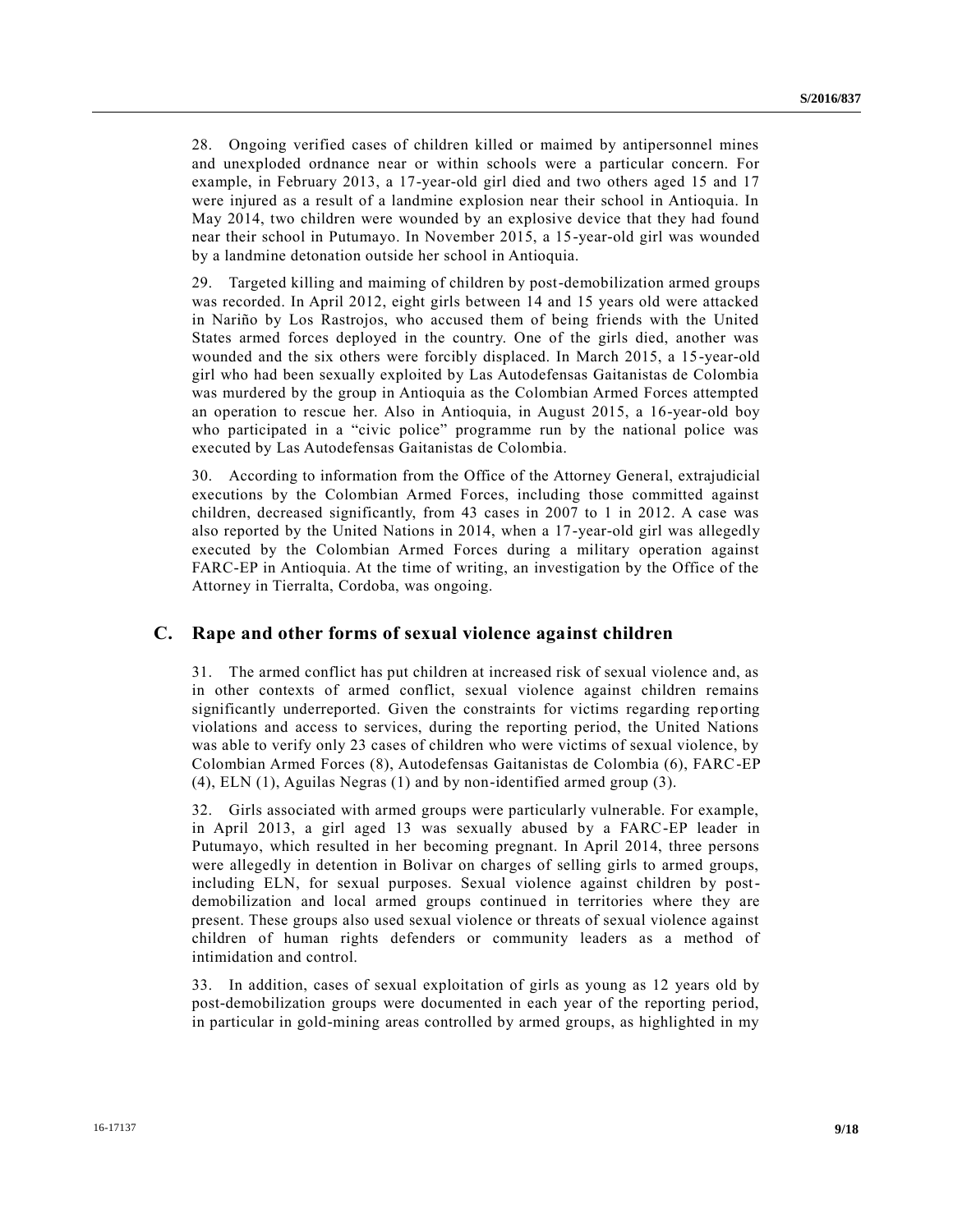28. Ongoing verified cases of children killed or maimed by antipersonnel mines and unexploded ordnance near or within schools were a particular concern. For example, in February 2013, a 17-year-old girl died and two others aged 15 and 17 were injured as a result of a landmine explosion near their school in Antioquia. In May 2014, two children were wounded by an explosive device that they had found near their school in Putumayo. In November 2015, a 15-year-old girl was wounded by a landmine detonation outside her school in Antioquia.

29. Targeted killing and maiming of children by post-demobilization armed groups was recorded. In April 2012, eight girls between 14 and 15 years old were attacked in Nariño by Los Rastrojos, who accused them of being friends with the United States armed forces deployed in the country. One of the girls died, another was wounded and the six others were forcibly displaced. In March 2015, a 15-year-old girl who had been sexually exploited by Las Autodefensas Gaitanistas de Colombia was murdered by the group in Antioquia as the Colombian Armed Forces attempted an operation to rescue her. Also in Antioquia, in August 2015, a 16-year-old boy who participated in a "civic police" programme run by the national police was executed by Las Autodefensas Gaitanistas de Colombia.

30. According to information from the Office of the Attorney General, extrajudicial executions by the Colombian Armed Forces, including those committed against children, decreased significantly, from 43 cases in 2007 to 1 in 2012. A case was also reported by the United Nations in 2014, when a 17-year-old girl was allegedly executed by the Colombian Armed Forces during a military operation against FARC-EP in Antioquia. At the time of writing, an investigation by the Office of the Attorney in Tierralta, Cordoba, was ongoing.

## C. Rape and other forms of sexual violence against children

31. The armed conflict has put children at increased risk of sexual violence and, as in other contexts of armed conflict, sexual violence against children remains significantly underreported. Given the constraints for victims regarding reporting violations and access to services, during the reporting period, the United Nations was able to verify only 23 cases of children who were victims of sexual violence, by Colombian Armed Forces (8), Autodefensas Gaitanistas de Colombia (6), FARC-EP (4), ELN (1), Aguilas Negras (1) and by non-identified armed group (3).

32. Girls associated with armed groups were particularly vulnerable. For example, in April 2013, a girl aged 13 was sexually abused by a FARC-EP leader in Putumayo, which resulted in her becoming pregnant. In April 2014, three persons were allegedly in detention in Bolivar on charges of selling girls to armed groups, including ELN, for sexual purposes. Sexual violence against children by post-demobilization and local armed groups continued in territories where they are present. These groups also used sexual violence or threats of sexual violence against children of human rights defenders or community leaders as a method of intimidation and control.

33. In addition, cases of sexual exploitation of girls as young as 12 years old by post-demobilization groups were documented in each year of the reporting period, in particular in gold-mining areas controlled by armed groups, as highlighted in my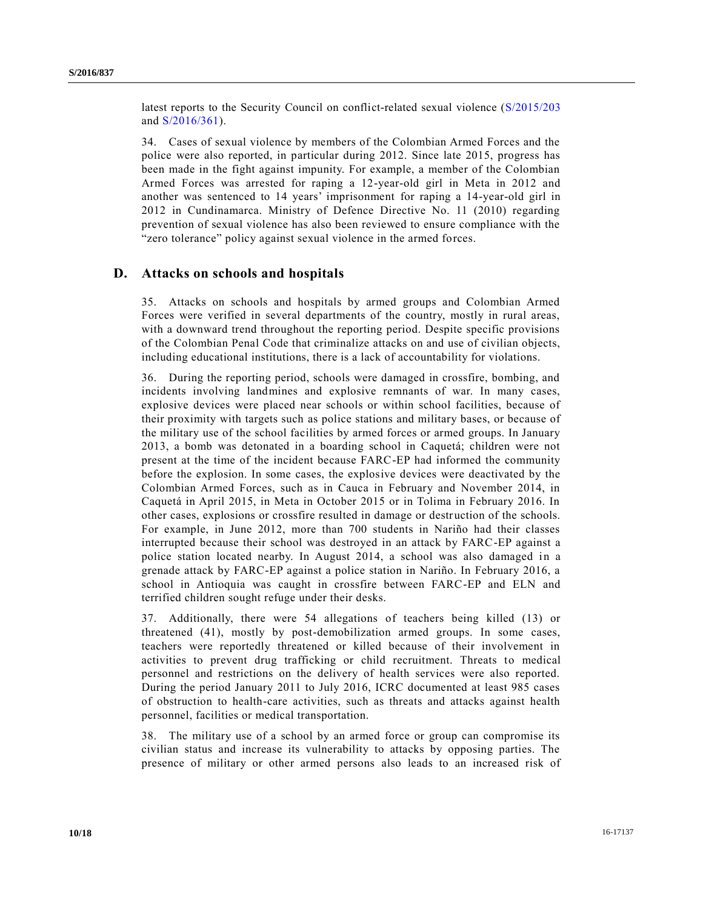latest reports to the Security Council on conflict-related sexual violence (S/2015/203 and S/2016/361).

34. Cases of sexual violence by members of the Colombian Armed Forces and the police were also reported, in particular during 2012. Since late 2015, progress has been made in the fight against impunity. For example, a member of the Colombian Armed Forces was arrested for raping a 12-year-old girl in Meta in 2012 and another was sentenced to 14 years' imprisonment for raping a 14-year-old girl in 2012 in Cundinamarca. Ministry of Defence Directive No. 11 (2010) regarding prevention of sexual violence has also been reviewed to ensure compliance with the "zero tolerance" policy against sexual violence in the armed forces.

## D. Attacks on schools and hospitals

35. Attacks on schools and hospitals by armed groups and Colombian Armed Forces were verified in several departments of the country, mostly in rural areas, with a downward trend throughout the reporting period. Despite specific provisions of the Colombian Penal Code that criminalize attacks on and use of civilian objects, including educational institutions, there is a lack of accountability for violations.

36. During the reporting period, schools were damaged in crossfire, bombing, and incidents involving landmines and explosive remnants of war. In many cases, explosive devices were placed near schools or within school facilities, because of their proximity with targets such as police stations and military bases, or because of the military use of the school facilities by armed forces or armed groups. In January 2013, a bomb was detonated in a boarding school in Caquetá; children were not present at the time of the incident because FARC-EP had informed the community before the explosion. In some cases, the explosive devices were deactivated by the Colombian Armed Forces, such as in Cauca in February and November 2014, in Caquetá in April 2015, in Meta in October 2015 or in Tolima in February 2016. In other cases, explosions or crossfire resulted in damage or destruction of the schools. For example, in June 2012, more than 700 students in Nariño had their classes interrupted because their school was destroyed in an attack by FARC-EP against a police station located nearby. In August 2014, a school was also damaged in a grenade attack by FARC-EP against a police station in Nariño. In February 2016, a school in Antioquia was caught in crossfire between FARC-EP and ELN and terrified children sought refuge under their desks.

37. Additionally, there were 54 allegations of teachers being killed (13) or threatened (41), mostly by post-demobilization armed groups. In some cases, teachers were reportedly threatened or killed because of their involvement in activities to prevent drug trafficking or child recruitment. Threats to medical personnel and restrictions on the delivery of health services were also reported. During the period January 2011 to July 2016, ICRC documented at least 985 cases of obstruction to health-care activities, such as threats and attacks against health personnel, facilities or medical transportation.

38. The military use of a school by an armed force or group can compromise its civilian status and increase its vulnerability to attacks by opposing parties. The presence of military or other armed persons also leads to an increased risk of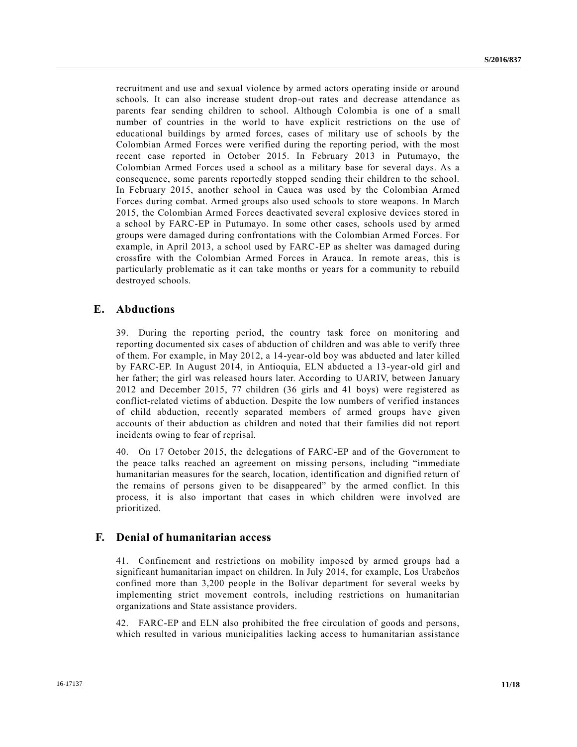recruitment and use and sexual violence by armed actors operating inside or around schools. It can also increase student drop-out rates and decrease attendance as parents fear sending children to school. Although Colombia is one of a small number of countries in the world to have explicit restrictions on the use of educational buildings by armed forces, cases of military use of schools by the Colombian Armed Forces were verified during the reporting period, with the most recent case reported in October 2015. In February 2013 in Putumayo, the Colombian Armed Forces used a school as a military base for several days. As a consequence, some parents reportedly stopped sending their children to the school. In February 2015, another school in Cauca was used by the Colombian Armed Forces during combat. Armed groups also used schools to store weapons. In March 2015, the Colombian Armed Forces deactivated several explosive devices stored in a school by FARC-EP in Putumayo. In some other cases, schools used by armed groups were damaged during confrontations with the Colombian Armed Forces. For example, in April 2013, a school used by FARC-EP as shelter was damaged during crossfire with the Colombian Armed Forces in Arauca. In remote areas, this is particularly problematic as it can take months or years for a community to rebuild destroyed schools.

## E. Abductions

39. During the reporting period, the country task force on monitoring and reporting documented six cases of abduction of children and was able to verify three of them. For example, in May 2012, a 14-year-old boy was abducted and later killed by FARC-EP. In August 2014, in Antioquia, ELN abducted a 13-year-old girl and her father; the girl was released hours later. According to UARIV, between January 2012 and December 2015, 77 children (36 girls and 41 boys) were registered as conflict-related victims of abduction. Despite the low numbers of verified instances of child abduction, recently separated members of armed groups have given accounts of their abduction as children and noted that their families did not report incidents owing to fear of reprisal.

40. On 17 October 2015, the delegations of FARC-EP and of the Government to the peace talks reached an agreement on missing persons, including "immediate humanitarian measures for the search, location, identification and dignified return of the remains of persons given to be disappeared" by the armed conflict. In this process, it is also important that cases in which children were involved are prioritized.

## F. Denial of humanitarian access

41. Confinement and restrictions on mobility imposed by armed groups had a significant humanitarian impact on children. In July 2014, for example, Los Urabeños confined more than 3,200 people in the Bolívar department for several weeks by implementing strict movement controls, including restrictions on humanitarian organizations and State assistance providers.

42. FARC-EP and ELN also prohibited the free circulation of goods and persons, which resulted in various municipalities lacking access to humanitarian assistance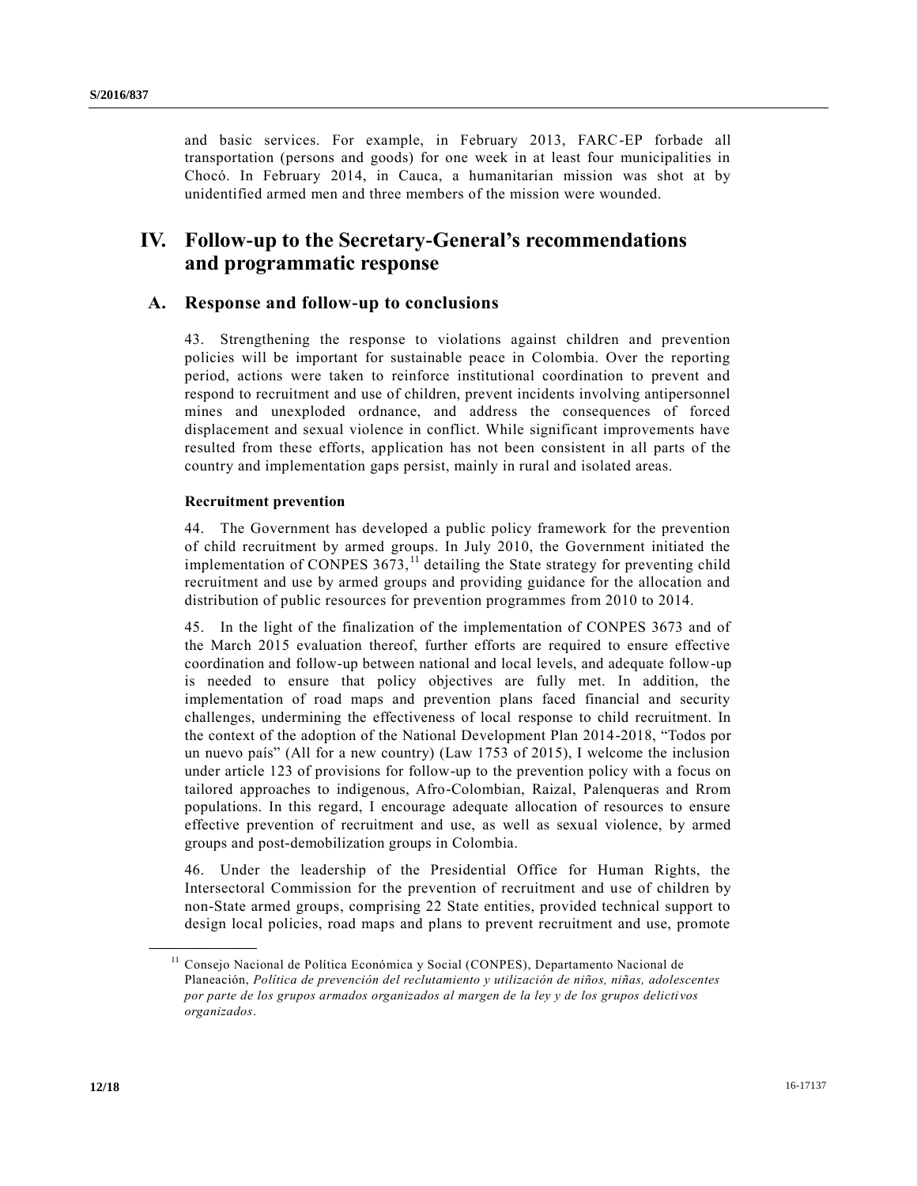and basic services. For example, in February 2013, FARC-EP forbade all transportation (persons and goods) for one week in at least four municipalities in Chocó. In February 2014, in Cauca, a humanitarian mission was shot at by unidentified armed men and three members of the mission were wounded.

# IV. Follow-up to the Secretary-General's recommendations and programmatic response

## A. Response and follow-up to conclusions

43. Strengthening the response to violations against children and prevention policies will be important for sustainable peace in Colombia. Over the reporting period, actions were taken to reinforce institutional coordination to prevent and respond to recruitment and use of children, prevent incidents involving antipersonnel mines and unexploded ordnance, and address the consequences of forced displacement and sexual violence in conflict. While significant improvements have resulted from these efforts, application has not been consistent in all parts of the country and implementation gaps persist, mainly in rural and isolated areas.

**Recruitment prevention**

44. The Government has developed a public policy framework for the prevention of child recruitment by armed groups. In July 2010, the Government initiated the implementation of CONPES 3673,[11] detailing the State strategy for preventing child recruitment and use by armed groups and providing guidance for the allocation and distribution of public resources for prevention programmes from 2010 to 2014.

45. In the light of the finalization of the implementation of CONPES 3673 and of the March 2015 evaluation thereof, further efforts are required to ensure effective coordination and follow-up between national and local levels, and adequate follow-up is needed to ensure that policy objectives are fully met. In addition, the implementation of road maps and prevention plans faced financial and security challenges, undermining the effectiveness of local response to child recruitment. In the context of the adoption of the National Development Plan 2014-2018, "Todos por un nuevo país" (All for a new country) (Law 1753 of 2015), I welcome the inclusion under article 123 of provisions for follow-up to the prevention policy with a focus on tailored approaches to indigenous, Afro-Colombian, Raizal, Palenqueras and Rrom populations. In this regard, I encourage adequate allocation of resources to ensure effective prevention of recruitment and use, as well as sexual violence, by armed groups and post-demobilization groups in Colombia.

46. Under the leadership of the Presidential Office for Human Rights, the Intersectoral Commission for the prevention of recruitment and use of children by non-State armed groups, comprising 22 State entities, provided technical support to design local policies, road maps and plans to prevent recruitment and use, promote

---

[11] Consejo Nacional de Política Económica y Social (CONPES), Departamento Nacional de Planeación, *Política de prevención del reclutamiento y utilización de niños, niñas, adolescentes por parte de los grupos armados organizados al margen de la ley y de los grupos delictivos organizados*.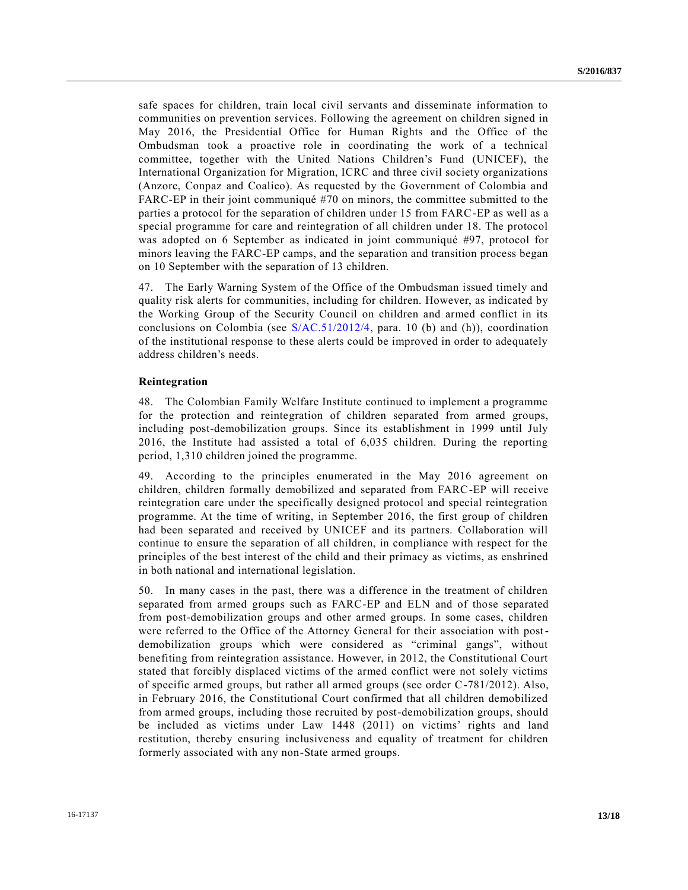safe spaces for children, train local civil servants and disseminate information to communities on prevention services. Following the agreement on children signed in May 2016, the Presidential Office for Human Rights and the Office of the Ombudsman took a proactive role in coordinating the work of a technical committee, together with the United Nations Children's Fund (UNICEF), the International Organization for Migration, ICRC and three civil society organizations (Anzorc, Conpaz and Coalico). As requested by the Government of Colombia and FARC-EP in their joint communiqué #70 on minors, the committee submitted to the parties a protocol for the separation of children under 15 from FARC-EP as well as a special programme for care and reintegration of all children under 18. The protocol was adopted on 6 September as indicated in joint communiqué #97, protocol for minors leaving the FARC-EP camps, and the separation and transition process began on 10 September with the separation of 13 children.

47. The Early Warning System of the Office of the Ombudsman issued timely and quality risk alerts for communities, including for children. However, as indicated by the Working Group of the Security Council on children and armed conflict in its conclusions on Colombia (see S/AC.51/2012/4, para. 10 (b) and (h)), coordination of the institutional response to these alerts could be improved in order to adequately address children's needs.

**Reintegration**

48. The Colombian Family Welfare Institute continued to implement a programme for the protection and reintegration of children separated from armed groups, including post-demobilization groups. Since its establishment in 1999 until July 2016, the Institute had assisted a total of 6,035 children. During the reporting period, 1,310 children joined the programme.

49. According to the principles enumerated in the May 2016 agreement on children, children formally demobilized and separated from FARC-EP will receive reintegration care under the specifically designed protocol and special reintegration programme. At the time of writing, in September 2016, the first group of children had been separated and received by UNICEF and its partners. Collaboration will continue to ensure the separation of all children, in compliance with respect for the principles of the best interest of the child and their primacy as victims, as enshrined in both national and international legislation.

50. In many cases in the past, there was a difference in the treatment of children separated from armed groups such as FARC-EP and ELN and of those separated from post-demobilization groups and other armed groups. In some cases, children were referred to the Office of the Attorney General for their association with post-demobilization groups which were considered as "criminal gangs", without benefiting from reintegration assistance. However, in 2012, the Constitutional Court stated that forcibly displaced victims of the armed conflict were not solely victims of specific armed groups, but rather all armed groups (see order C-781/2012). Also, in February 2016, the Constitutional Court confirmed that all children demobilized from armed groups, including those recruited by post-demobilization groups, should be included as victims under Law 1448 (2011) on victims' rights and land restitution, thereby ensuring inclusiveness and equality of treatment for children formerly associated with any non-State armed groups.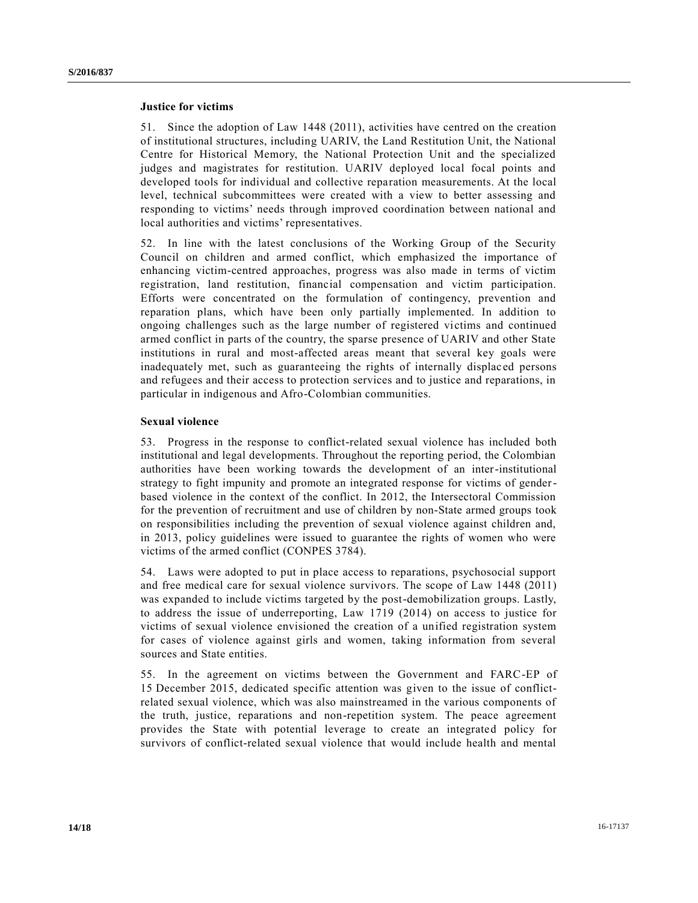**Justice for victims**

51. Since the adoption of Law 1448 (2011), activities have centred on the creation of institutional structures, including UARIV, the Land Restitution Unit, the National Centre for Historical Memory, the National Protection Unit and the specialized judges and magistrates for restitution. UARIV deployed local focal points and developed tools for individual and collective reparation measurements. At the local level, technical subcommittees were created with a view to better assessing and responding to victims' needs through improved coordination between national and local authorities and victims' representatives.

52. In line with the latest conclusions of the Working Group of the Security Council on children and armed conflict, which emphasized the importance of enhancing victim-centred approaches, progress was also made in terms of victim registration, land restitution, financial compensation and victim participation. Efforts were concentrated on the formulation of contingency, prevention and reparation plans, which have been only partially implemented. In addition to ongoing challenges such as the large number of registered victims and continued armed conflict in parts of the country, the sparse presence of UARIV and other State institutions in rural and most-affected areas meant that several key goals were inadequately met, such as guaranteeing the rights of internally displaced persons and refugees and their access to protection services and to justice and reparations, in particular in indigenous and Afro-Colombian communities.

**Sexual violence**

53. Progress in the response to conflict-related sexual violence has included both institutional and legal developments. Throughout the reporting period, the Colombian authorities have been working towards the development of an inter-institutional strategy to fight impunity and promote an integrated response for victims of gender-based violence in the context of the conflict. In 2012, the Intersectoral Commission for the prevention of recruitment and use of children by non-State armed groups took on responsibilities including the prevention of sexual violence against children and, in 2013, policy guidelines were issued to guarantee the rights of women who were victims of the armed conflict (CONPES 3784).

54. Laws were adopted to put in place access to reparations, psychosocial support and free medical care for sexual violence survivors. The scope of Law 1448 (2011) was expanded to include victims targeted by the post-demobilization groups. Lastly, to address the issue of underreporting, Law 1719 (2014) on access to justice for victims of sexual violence envisioned the creation of a unified registration system for cases of violence against girls and women, taking information from several sources and State entities.

55. In the agreement on victims between the Government and FARC-EP of 15 December 2015, dedicated specific attention was given to the issue of conflict-related sexual violence, which was also mainstreamed in the various components of the truth, justice, reparations and non-repetition system. The peace agreement provides the State with potential leverage to create an integrated policy for survivors of conflict-related sexual violence that would include health and mental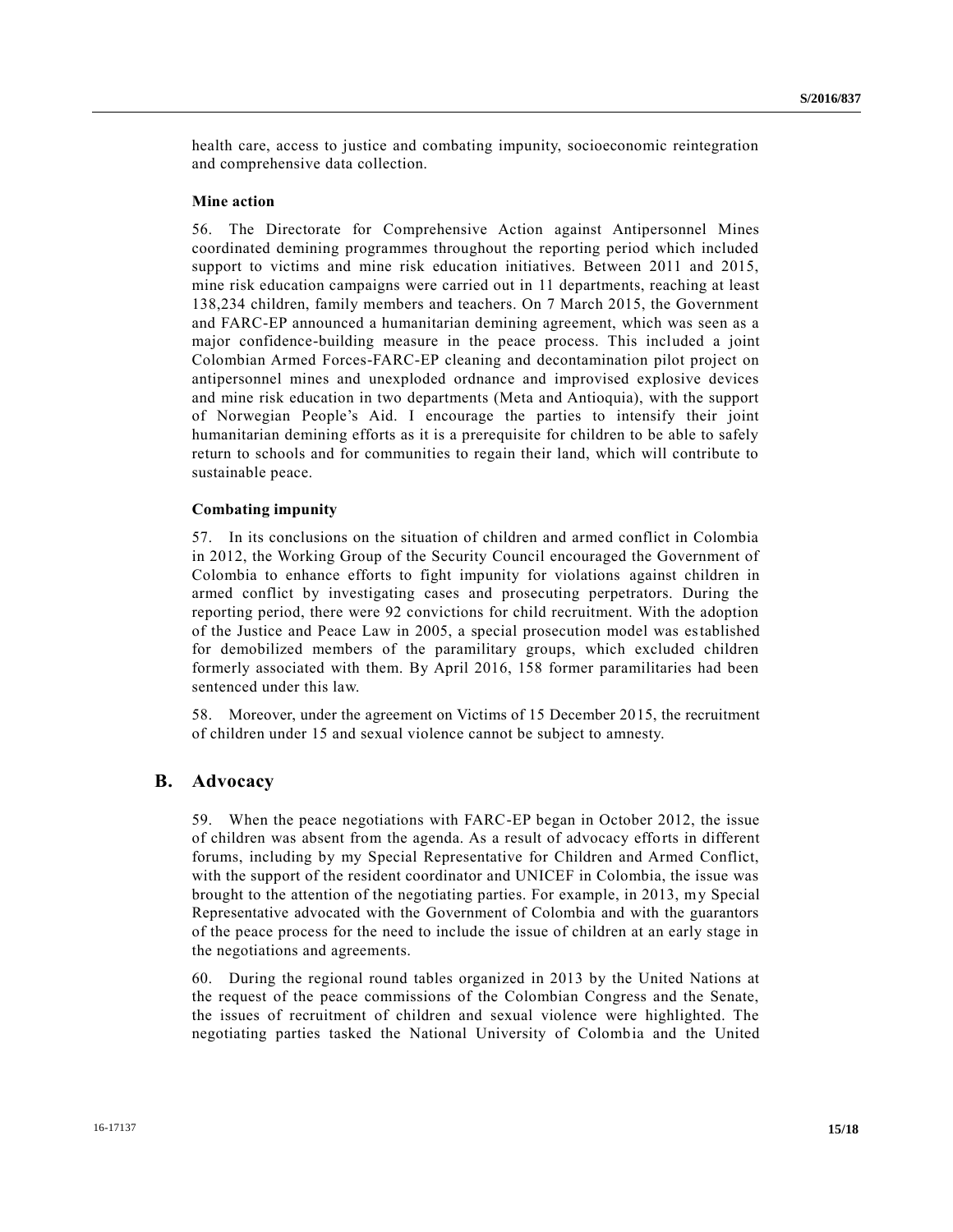health care, access to justice and combating impunity, socioeconomic reintegration and comprehensive data collection.

#### Mine action

56. The Directorate for Comprehensive Action against Antipersonnel Mines coordinated demining programmes throughout the reporting period which included support to victims and mine risk education initiatives. Between 2011 and 2015, mine risk education campaigns were carried out in 11 departments, reaching at least 138,234 children, family members and teachers. On 7 March 2015, the Government and FARC-EP announced a humanitarian demining agreement, which was seen as a major confidence-building measure in the peace process. This included a joint Colombian Armed Forces-FARC-EP cleaning and decontamination pilot project on antipersonnel mines and unexploded ordnance and improvised explosive devices and mine risk education in two departments (Meta and Antioquia), with the support of Norwegian People's Aid. I encourage the parties to intensify their joint humanitarian demining efforts as it is a prerequisite for children to be able to safely return to schools and for communities to regain their land, which will contribute to sustainable peace.

#### Combating impunity

57. In its conclusions on the situation of children and armed conflict in Colombia in 2012, the Working Group of the Security Council encouraged the Government of Colombia to enhance efforts to fight impunity for violations against children in armed conflict by investigating cases and prosecuting perpetrators. During the reporting period, there were 92 convictions for child recruitment. With the adoption of the Justice and Peace Law in 2005, a special prosecution model was established for demobilized members of the paramilitary groups, which excluded children formerly associated with them. By April 2016, 158 former paramilitaries had been sentenced under this law.

58. Moreover, under the agreement on Victims of 15 December 2015, the recruitment of children under 15 and sexual violence cannot be subject to amnesty.

## B. Advocacy

59. When the peace negotiations with FARC-EP began in October 2012, the issue of children was absent from the agenda. As a result of advocacy efforts in different forums, including by my Special Representative for Children and Armed Conflict, with the support of the resident coordinator and UNICEF in Colombia, the issue was brought to the attention of the negotiating parties. For example, in 2013, my Special Representative advocated with the Government of Colombia and with the guarantors of the peace process for the need to include the issue of children at an early stage in the negotiations and agreements.

60. During the regional round tables organized in 2013 by the United Nations at the request of the peace commissions of the Colombian Congress and the Senate, the issues of recruitment of children and sexual violence were highlighted. The negotiating parties tasked the National University of Colombia and the United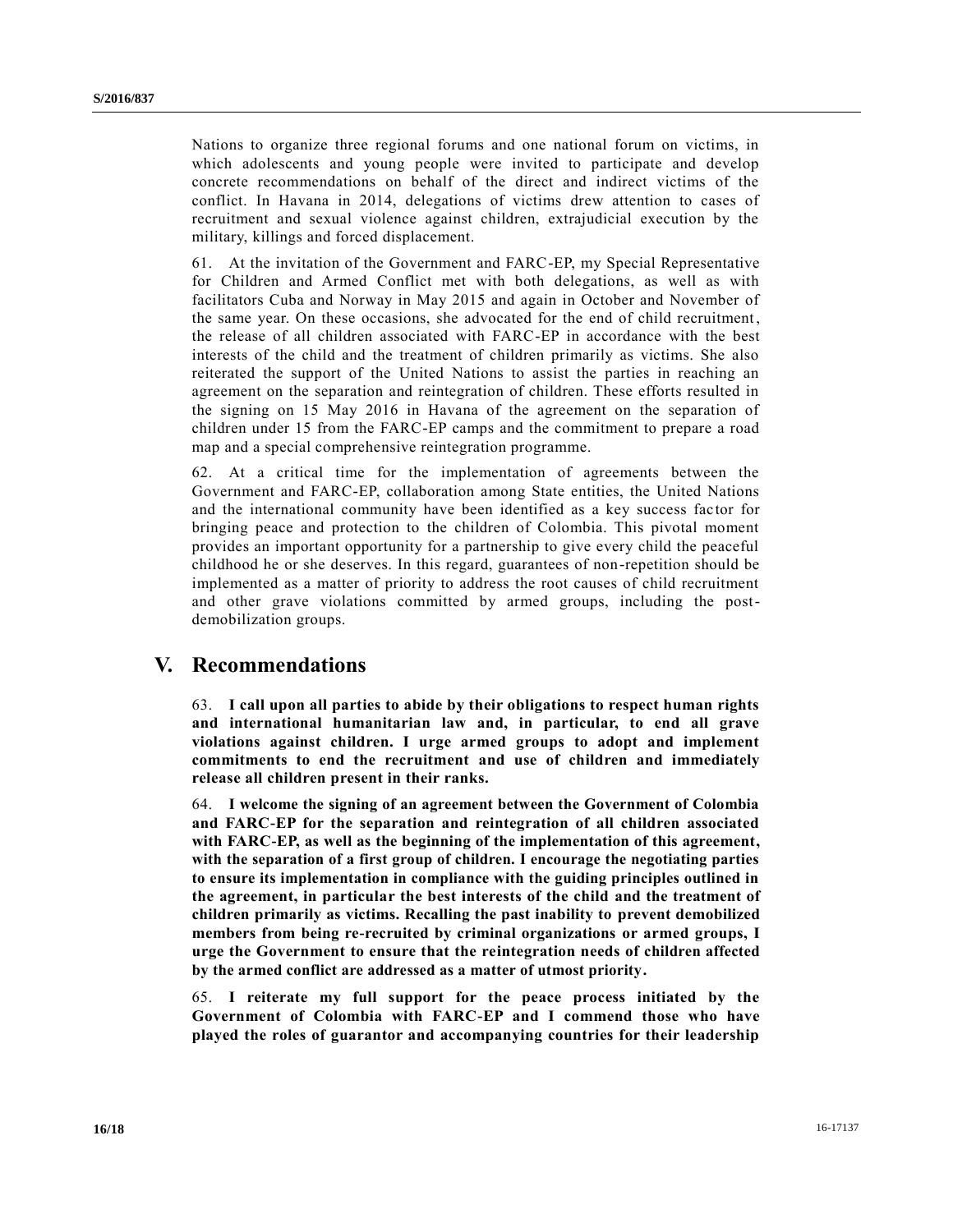Nations to organize three regional forums and one national forum on victims, in which adolescents and young people were invited to participate and develop concrete recommendations on behalf of the direct and indirect victims of the conflict. In Havana in 2014, delegations of victims drew attention to cases of recruitment and sexual violence against children, extrajudicial execution by the military, killings and forced displacement.

61. At the invitation of the Government and FARC-EP, my Special Representative for Children and Armed Conflict met with both delegations, as well as with facilitators Cuba and Norway in May 2015 and again in October and November of the same year. On these occasions, she advocated for the end of child recruitment, the release of all children associated with FARC-EP in accordance with the best interests of the child and the treatment of children primarily as victims. She also reiterated the support of the United Nations to assist the parties in reaching an agreement on the separation and reintegration of children. These efforts resulted in the signing on 15 May 2016 in Havana of the agreement on the separation of children under 15 from the FARC-EP camps and the commitment to prepare a road map and a special comprehensive reintegration programme.

62. At a critical time for the implementation of agreements between the Government and FARC-EP, collaboration among State entities, the United Nations and the international community have been identified as a key success factor for bringing peace and protection to the children of Colombia. This pivotal moment provides an important opportunity for a partnership to give every child the peaceful childhood he or she deserves. In this regard, guarantees of non-repetition should be implemented as a matter of priority to address the root causes of child recruitment and other grave violations committed by armed groups, including the post-demobilization groups.

# V. Recommendations

63. **I call upon all parties to abide by their obligations to respect human rights and international humanitarian law and, in particular, to end all grave violations against children. I urge armed groups to adopt and implement commitments to end the recruitment and use of children and immediately release all children present in their ranks.**

64. **I welcome the signing of an agreement between the Government of Colombia and FARC-EP for the separation and reintegration of all children associated with FARC-EP, as well as the beginning of the implementation of this agreement, with the separation of a first group of children. I encourage the negotiating parties to ensure its implementation in compliance with the guiding principles outlined in the agreement, in particular the best interests of the child and the treatment of children primarily as victims. Recalling the past inability to prevent demobilized members from being re-recruited by criminal organizations or armed groups, I urge the Government to ensure that the reintegration needs of children affected by the armed conflict are addressed as a matter of utmost priority.**

65. **I reiterate my full support for the peace process initiated by the Government of Colombia with FARC-EP and I commend those who have played the roles of guarantor and accompanying countries for their leadership**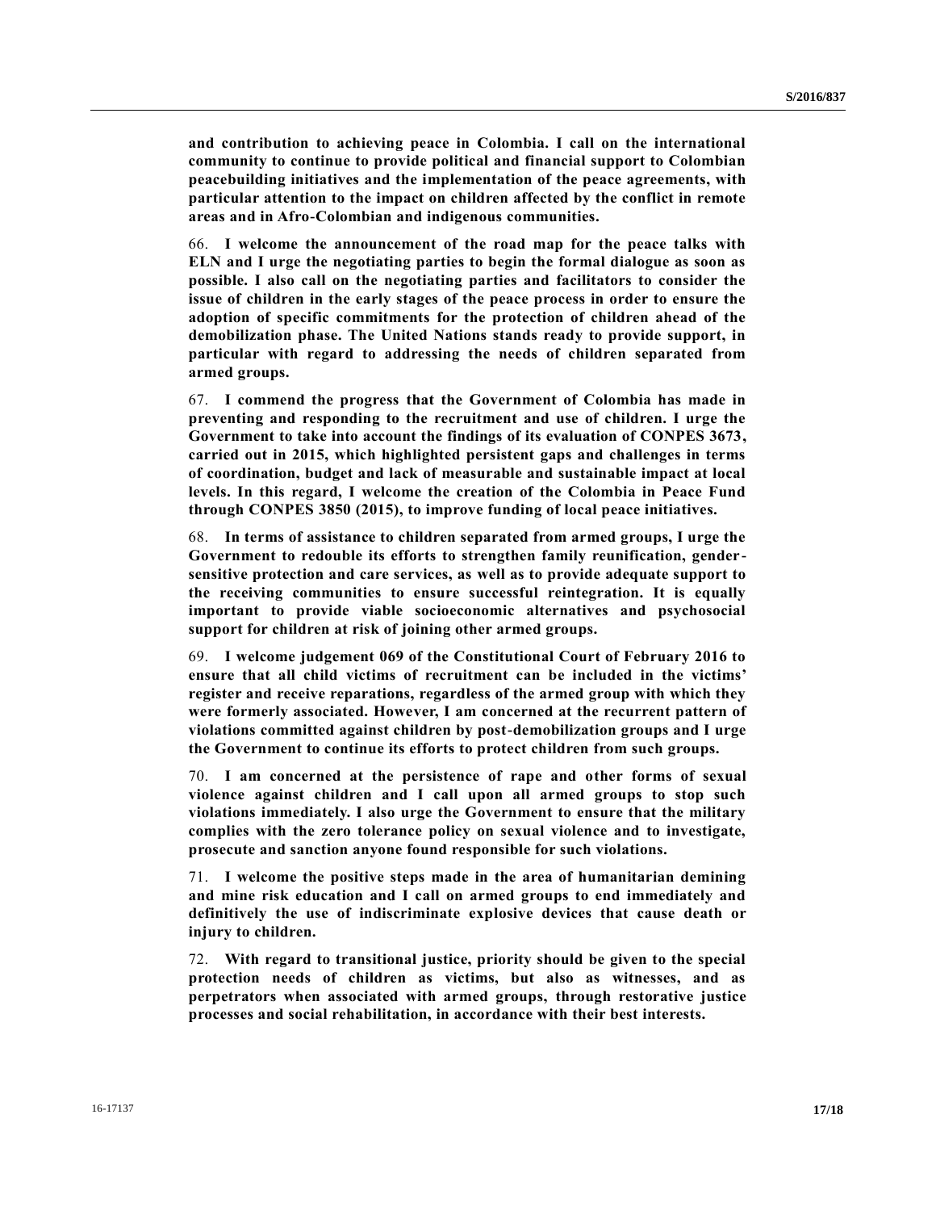**and contribution to achieving peace in Colombia. I call on the international community to continue to provide political and financial support to Colombian peacebuilding initiatives and the implementation of the peace agreements, with particular attention to the impact on children affected by the conflict in remote areas and in Afro-Colombian and indigenous communities.**

66. **I welcome the announcement of the road map for the peace talks with ELN and I urge the negotiating parties to begin the formal dialogue as soon as possible. I also call on the negotiating parties and facilitators to consider the issue of children in the early stages of the peace process in order to ensure the adoption of specific commitments for the protection of children ahead of the demobilization phase. The United Nations stands ready to provide support, in particular with regard to addressing the needs of children separated from armed groups.**

67. **I commend the progress that the Government of Colombia has made in preventing and responding to the recruitment and use of children. I urge the Government to take into account the findings of its evaluation of CONPES 3673, carried out in 2015, which highlighted persistent gaps and challenges in terms of coordination, budget and lack of measurable and sustainable impact at local levels. In this regard, I welcome the creation of the Colombia in Peace Fund through CONPES 3850 (2015), to improve funding of local peace initiatives.**

68. **In terms of assistance to children separated from armed groups, I urge the Government to redouble its efforts to strengthen family reunification, gender-sensitive protection and care services, as well as to provide adequate support to the receiving communities to ensure successful reintegration. It is equally important to provide viable socioeconomic alternatives and psychosocial support for children at risk of joining other armed groups.**

69. **I welcome judgement 069 of the Constitutional Court of February 2016 to ensure that all child victims of recruitment can be included in the victims' register and receive reparations, regardless of the armed group with which they were formerly associated. However, I am concerned at the recurrent pattern of violations committed against children by post-demobilization groups and I urge the Government to continue its efforts to protect children from such groups.**

70. **I am concerned at the persistence of rape and other forms of sexual violence against children and I call upon all armed groups to stop such violations immediately. I also urge the Government to ensure that the military complies with the zero tolerance policy on sexual violence and to investigate, prosecute and sanction anyone found responsible for such violations.**

71. **I welcome the positive steps made in the area of humanitarian demining and mine risk education and I call on armed groups to end immediately and definitively the use of indiscriminate explosive devices that cause death or injury to children.**

72. **With regard to transitional justice, priority should be given to the special protection needs of children as victims, but also as witnesses, and as perpetrators when associated with armed groups, through restorative justice processes and social rehabilitation, in accordance with their best interests.**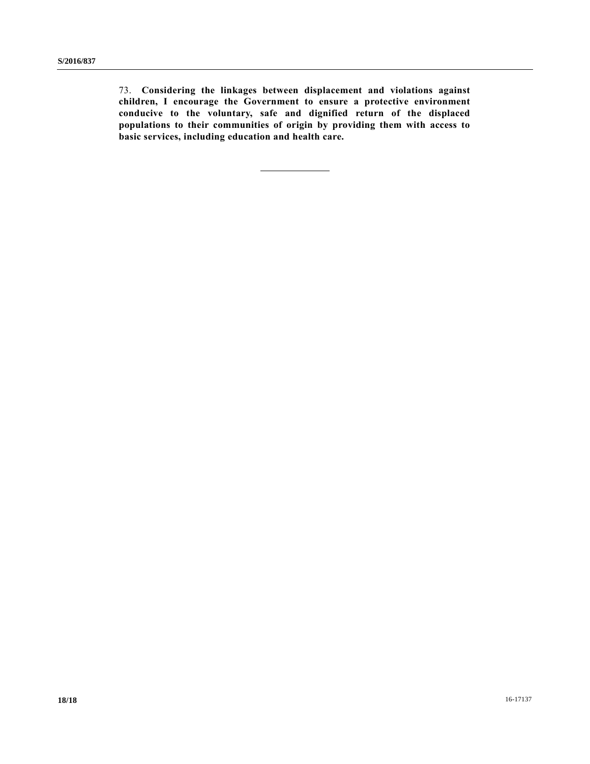73. **Considering the linkages between displacement and violations against children, I encourage the Government to ensure a protective environment conducive to the voluntary, safe and dignified return of the displaced populations to their communities of origin by providing them with access to basic services, including education and health care.**